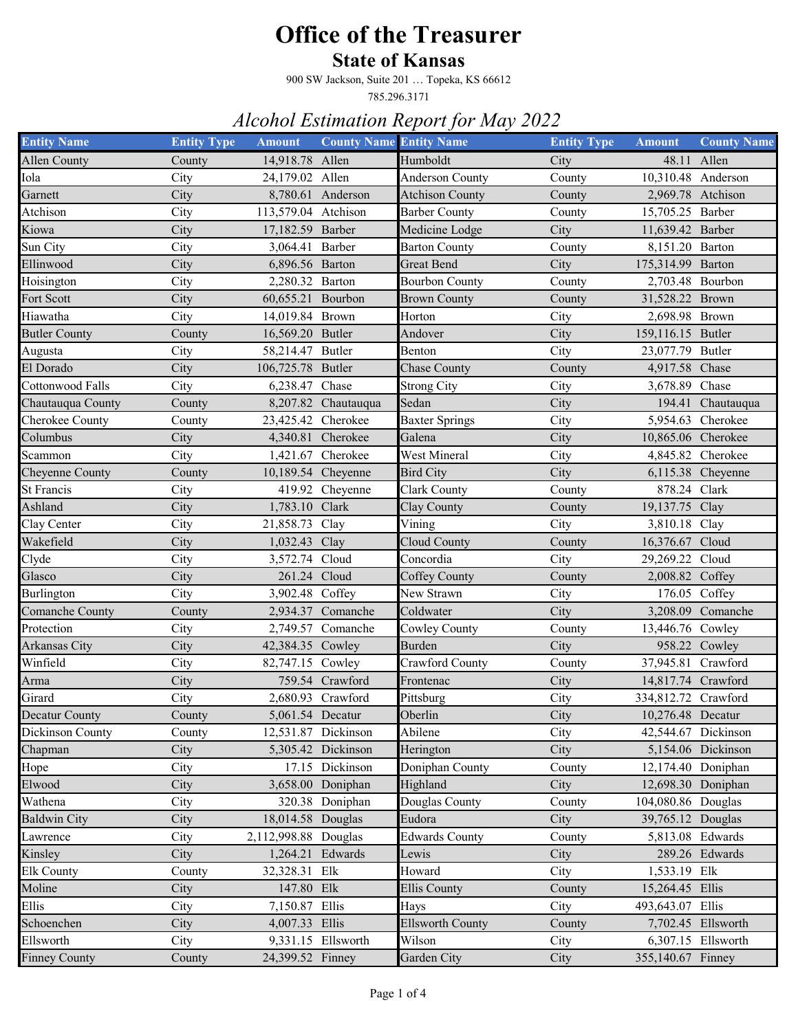# Office of the Treasurer

## State of Kansas

900 SW Jackson, Suite 201 … Topeka, KS 66612

785.296.3171

### *Alcohol Estimation Report for May 2022*

| Entity Name | Entity Type | Amount | County Name | Entity Name | Entity Type | Amount | County Name |
|---|---|---|---|---|---|---|---|
| Allen County | County | 14,918.78 | Allen | Humboldt | City | 48.11 | Allen |
| Iola | City | 24,179.02 | Allen | Anderson County | County | 10,310.48 | Anderson |
| Garnett | City | 8,780.61 | Anderson | Atchison County | County | 2,969.78 | Atchison |
| Atchison | City | 113,579.04 | Atchison | Barber County | County | 15,705.25 | Barber |
| Kiowa | City | 17,182.59 | Barber | Medicine Lodge | City | 11,639.42 | Barber |
| Sun City | City | 3,064.41 | Barber | Barton County | County | 8,151.20 | Barton |
| Ellinwood | City | 6,896.56 | Barton | Great Bend | City | 175,314.99 | Barton |
| Hoisington | City | 2,280.32 | Barton | Bourbon County | County | 2,703.48 | Bourbon |
| Fort Scott | City | 60,655.21 | Bourbon | Brown County | County | 31,528.22 | Brown |
| Hiawatha | City | 14,019.84 | Brown | Horton | City | 2,698.98 | Brown |
| Butler County | County | 16,569.20 | Butler | Andover | City | 159,116.15 | Butler |
| Augusta | City | 58,214.47 | Butler | Benton | City | 23,077.79 | Butler |
| El Dorado | City | 106,725.78 | Butler | Chase County | County | 4,917.58 | Chase |
| Cottonwood Falls | City | 6,238.47 | Chase | Strong City | City | 3,678.89 | Chase |
| Chautauqua County | County | 8,207.82 | Chautauqua | Sedan | City | 194.41 | Chautauqua |
| Cherokee County | County | 23,425.42 | Cherokee | Baxter Springs | City | 5,954.63 | Cherokee |
| Columbus | City | 4,340.81 | Cherokee | Galena | City | 10,865.06 | Cherokee |
| Scammon | City | 1,421.67 | Cherokee | West Mineral | City | 4,845.82 | Cherokee |
| Cheyenne County | County | 10,189.54 | Cheyenne | Bird City | City | 6,115.38 | Cheyenne |
| St Francis | City | 419.92 | Cheyenne | Clark County | County | 878.24 | Clark |
| Ashland | City | 1,783.10 | Clark | Clay County | County | 19,137.75 | Clay |
| Clay Center | City | 21,858.73 | Clay | Vining | City | 3,810.18 | Clay |
| Wakefield | City | 1,032.43 | Clay | Cloud County | County | 16,376.67 | Cloud |
| Clyde | City | 3,572.74 | Cloud | Concordia | City | 29,269.22 | Cloud |
| Glasco | City | 261.24 | Cloud | Coffey County | County | 2,008.82 | Coffey |
| Burlington | City | 3,902.48 | Coffey | New Strawn | City | 176.05 | Coffey |
| Comanche County | County | 2,934.37 | Comanche | Coldwater | City | 3,208.09 | Comanche |
| Protection | City | 2,749.57 | Comanche | Cowley County | County | 13,446.76 | Cowley |
| Arkansas City | City | 42,384.35 | Cowley | Burden | City | 958.22 | Cowley |
| Winfield | City | 82,747.15 | Cowley | Crawford County | County | 37,945.81 | Crawford |
| Arma | City | 759.54 | Crawford | Frontenac | City | 14,817.74 | Crawford |
| Girard | City | 2,680.93 | Crawford | Pittsburg | City | 334,812.72 | Crawford |
| Decatur County | County | 5,061.54 | Decatur | Oberlin | City | 10,276.48 | Decatur |
| Dickinson County | County | 12,531.87 | Dickinson | Abilene | City | 42,544.67 | Dickinson |
| Chapman | City | 5,305.42 | Dickinson | Herington | City | 5,154.06 | Dickinson |
| Hope | City | 17.15 | Dickinson | Doniphan County | County | 12,174.40 | Doniphan |
| Elwood | City | 3,658.00 | Doniphan | Highland | City | 12,698.30 | Doniphan |
| Wathena | City | 320.38 | Doniphan | Douglas County | County | 104,080.86 | Douglas |
| Baldwin City | City | 18,014.58 | Douglas | Eudora | City | 39,765.12 | Douglas |
| Lawrence | City | 2,112,998.88 | Douglas | Edwards County | County | 5,813.08 | Edwards |
| Kinsley | City | 1,264.21 | Edwards | Lewis | City | 289.26 | Edwards |
| Elk County | County | 32,328.31 | Elk | Howard | City | 1,533.19 | Elk |
| Moline | City | 147.80 | Elk | Ellis County | County | 15,264.45 | Ellis |
| Ellis | City | 7,150.87 | Ellis | Hays | City | 493,643.07 | Ellis |
| Schoenchen | City | 4,007.33 | Ellis | Ellsworth County | County | 7,702.45 | Ellsworth |
| Ellsworth | City | 9,331.15 | Ellsworth | Wilson | City | 6,307.15 | Ellsworth |
| Finney County | County | 24,399.52 | Finney | Garden City | City | 355,140.67 | Finney |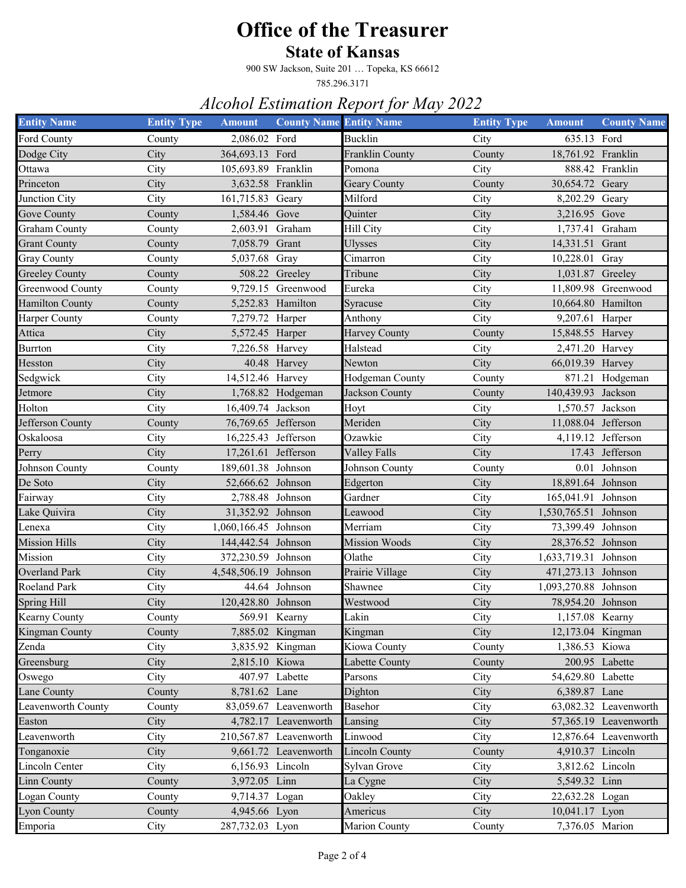# Office of the Treasurer

## State of Kansas

900 SW Jackson, Suite 201 … Topeka, KS 66612

785.296.3171

### *Alcohol Estimation Report for May 2022*

| Entity Name | Entity Type | Amount | County Name | Entity Name | Entity Type | Amount | County Name |
|---|---|---|---|---|---|---|---|
| Ford County | County | 2,086.02 | Ford | Bucklin | City | 635.13 | Ford |
| Dodge City | City | 364,693.13 | Ford | Franklin County | County | 18,761.92 | Franklin |
| Ottawa | City | 105,693.89 | Franklin | Pomona | City | 888.42 | Franklin |
| Princeton | City | 3,632.58 | Franklin | Geary County | County | 30,654.72 | Geary |
| Junction City | City | 161,715.83 | Geary | Milford | City | 8,202.29 | Geary |
| Gove County | County | 1,584.46 | Gove | Quinter | City | 3,216.95 | Gove |
| Graham County | County | 2,603.91 | Graham | Hill City | City | 1,737.41 | Graham |
| Grant County | County | 7,058.79 | Grant | Ulysses | City | 14,331.51 | Grant |
| Gray County | County | 5,037.68 | Gray | Cimarron | City | 10,228.01 | Gray |
| Greeley County | County | 508.22 | Greeley | Tribune | City | 1,031.87 | Greeley |
| Greenwood County | County | 9,729.15 | Greenwood | Eureka | City | 11,809.98 | Greenwood |
| Hamilton County | County | 5,252.83 | Hamilton | Syracuse | City | 10,664.80 | Hamilton |
| Harper County | County | 7,279.72 | Harper | Anthony | City | 9,207.61 | Harper |
| Attica | City | 5,572.45 | Harper | Harvey County | County | 15,848.55 | Harvey |
| Burrton | City | 7,226.58 | Harvey | Halstead | City | 2,471.20 | Harvey |
| Hesston | City | 40.48 | Harvey | Newton | City | 66,019.39 | Harvey |
| Sedgwick | City | 14,512.46 | Harvey | Hodgeman County | County | 871.21 | Hodgeman |
| Jetmore | City | 1,768.82 | Hodgeman | Jackson County | County | 140,439.93 | Jackson |
| Holton | City | 16,409.74 | Jackson | Hoyt | City | 1,570.57 | Jackson |
| Jefferson County | County | 76,769.65 | Jefferson | Meriden | City | 11,088.04 | Jefferson |
| Oskaloosa | City | 16,225.43 | Jefferson | Ozawkie | City | 4,119.12 | Jefferson |
| Perry | City | 17,261.61 | Jefferson | Valley Falls | City | 17.43 | Jefferson |
| Johnson County | County | 189,601.38 | Johnson | Johnson County | County | 0.01 | Johnson |
| De Soto | City | 52,666.62 | Johnson | Edgerton | City | 18,891.64 | Johnson |
| Fairway | City | 2,788.48 | Johnson | Gardner | City | 165,041.91 | Johnson |
| Lake Quivira | City | 31,352.92 | Johnson | Leawood | City | 1,530,765.51 | Johnson |
| Lenexa | City | 1,060,166.45 | Johnson | Merriam | City | 73,399.49 | Johnson |
| Mission Hills | City | 144,442.54 | Johnson | Mission Woods | City | 28,376.52 | Johnson |
| Mission | City | 372,230.59 | Johnson | Olathe | City | 1,633,719.31 | Johnson |
| Overland Park | City | 4,548,506.19 | Johnson | Prairie Village | City | 471,273.13 | Johnson |
| Roeland Park | City | 44.64 | Johnson | Shawnee | City | 1,093,270.88 | Johnson |
| Spring Hill | City | 120,428.80 | Johnson | Westwood | City | 78,954.20 | Johnson |
| Kearny County | County | 569.91 | Kearny | Lakin | City | 1,157.08 | Kearny |
| Kingman County | County | 7,885.02 | Kingman | Kingman | City | 12,173.04 | Kingman |
| Zenda | City | 3,835.92 | Kingman | Kiowa County | County | 1,386.53 | Kiowa |
| Greensburg | City | 2,815.10 | Kiowa | Labette County | County | 200.95 | Labette |
| Oswego | City | 407.97 | Labette | Parsons | City | 54,629.80 | Labette |
| Lane County | County | 8,781.62 | Lane | Dighton | City | 6,389.87 | Lane |
| Leavenworth County | County | 83,059.67 | Leavenworth | Basehor | City | 63,082.32 | Leavenworth |
| Easton | City | 4,782.17 | Leavenworth | Lansing | City | 57,365.19 | Leavenworth |
| Leavenworth | City | 210,567.87 | Leavenworth | Linwood | City | 12,876.64 | Leavenworth |
| Tonganoxie | City | 9,661.72 | Leavenworth | Lincoln County | County | 4,910.37 | Lincoln |
| Lincoln Center | City | 6,156.93 | Lincoln | Sylvan Grove | City | 3,812.62 | Lincoln |
| Linn County | County | 3,972.05 | Linn | La Cygne | City | 5,549.32 | Linn |
| Logan County | County | 9,714.37 | Logan | Oakley | City | 22,632.28 | Logan |
| Lyon County | County | 4,945.66 | Lyon | Americus | City | 10,041.17 | Lyon |
| Emporia | City | 287,732.03 | Lyon | Marion County | County | 7,376.05 | Marion |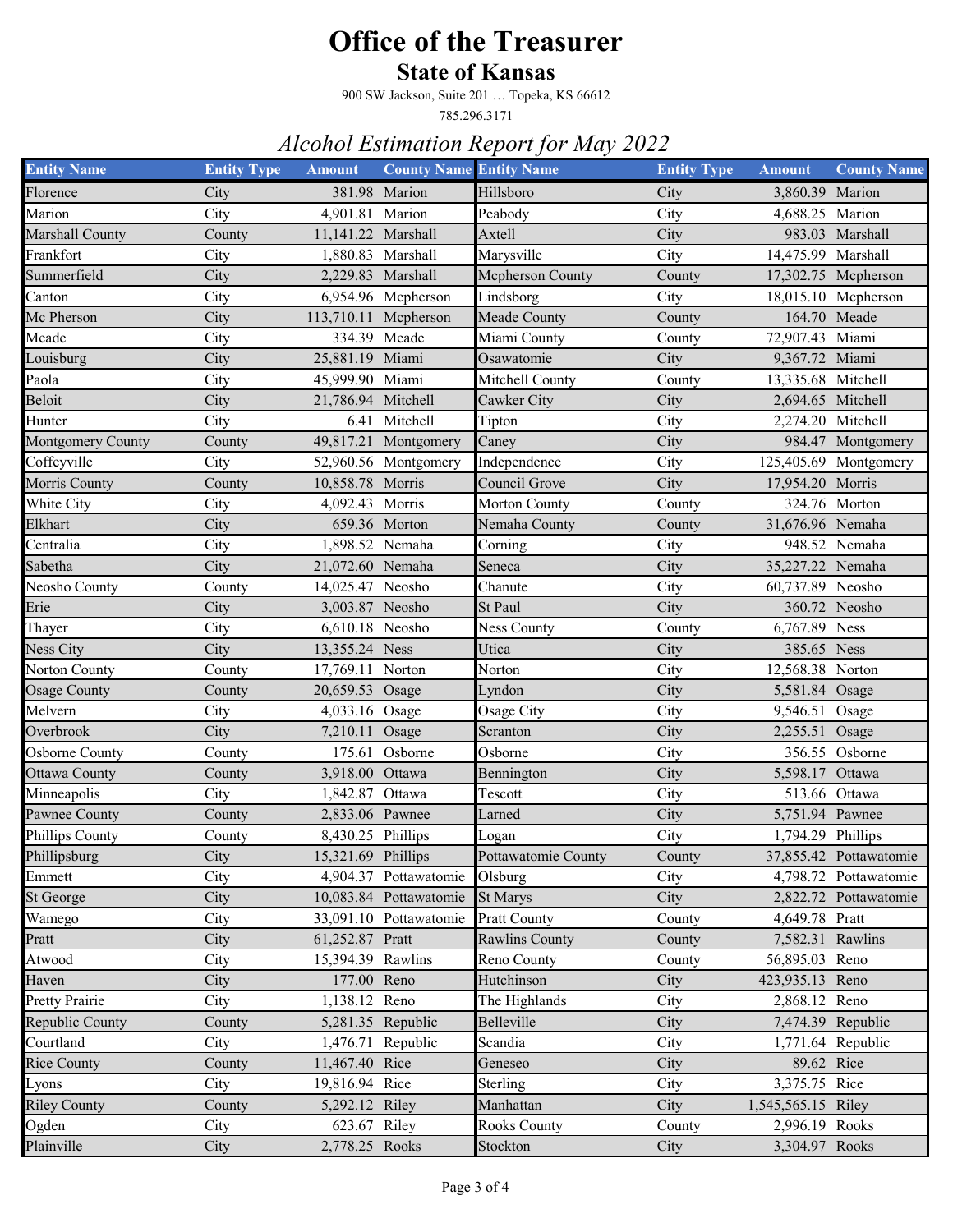# Office of the Treasurer

## State of Kansas

900 SW Jackson, Suite 201 … Topeka, KS 66612

785.296.3171

### *Alcohol Estimation Report for May 2022*

| Entity Name | Entity Type | Amount | County Name | Entity Name | Entity Type | Amount | County Name |
|---|---|---|---|---|---|---|---|
| Florence | City | 381.98 | Marion | Hillsboro | City | 3,860.39 | Marion |
| Marion | City | 4,901.81 | Marion | Peabody | City | 4,688.25 | Marion |
| Marshall County | County | 11,141.22 | Marshall | Axtell | City | 983.03 | Marshall |
| Frankfort | City | 1,880.83 | Marshall | Marysville | City | 14,475.99 | Marshall |
| Summerfield | City | 2,229.83 | Marshall | Mcpherson County | County | 17,302.75 | Mcpherson |
| Canton | City | 6,954.96 | Mcpherson | Lindsborg | City | 18,015.10 | Mcpherson |
| Mc Pherson | City | 113,710.11 | Mcpherson | Meade County | County | 164.70 | Meade |
| Meade | City | 334.39 | Meade | Miami County | County | 72,907.43 | Miami |
| Louisburg | City | 25,881.19 | Miami | Osawatomie | City | 9,367.72 | Miami |
| Paola | City | 45,999.90 | Miami | Mitchell County | County | 13,335.68 | Mitchell |
| Beloit | City | 21,786.94 | Mitchell | Cawker City | City | 2,694.65 | Mitchell |
| Hunter | City | 6.41 | Mitchell | Tipton | City | 2,274.20 | Mitchell |
| Montgomery County | County | 49,817.21 | Montgomery | Caney | City | 984.47 | Montgomery |
| Coffeyville | City | 52,960.56 | Montgomery | Independence | City | 125,405.69 | Montgomery |
| Morris County | County | 10,858.78 | Morris | Council Grove | City | 17,954.20 | Morris |
| White City | City | 4,092.43 | Morris | Morton County | County | 324.76 | Morton |
| Elkhart | City | 659.36 | Morton | Nemaha County | County | 31,676.96 | Nemaha |
| Centralia | City | 1,898.52 | Nemaha | Corning | City | 948.52 | Nemaha |
| Sabetha | City | 21,072.60 | Nemaha | Seneca | City | 35,227.22 | Nemaha |
| Neosho County | County | 14,025.47 | Neosho | Chanute | City | 60,737.89 | Neosho |
| Erie | City | 3,003.87 | Neosho | St Paul | City | 360.72 | Neosho |
| Thayer | City | 6,610.18 | Neosho | Ness County | County | 6,767.89 | Ness |
| Ness City | City | 13,355.24 | Ness | Utica | City | 385.65 | Ness |
| Norton County | County | 17,769.11 | Norton | Norton | City | 12,568.38 | Norton |
| Osage County | County | 20,659.53 | Osage | Lyndon | City | 5,581.84 | Osage |
| Melvern | City | 4,033.16 | Osage | Osage City | City | 9,546.51 | Osage |
| Overbrook | City | 7,210.11 | Osage | Scranton | City | 2,255.51 | Osage |
| Osborne County | County | 175.61 | Osborne | Osborne | City | 356.55 | Osborne |
| Ottawa County | County | 3,918.00 | Ottawa | Bennington | City | 5,598.17 | Ottawa |
| Minneapolis | City | 1,842.87 | Ottawa | Tescott | City | 513.66 | Ottawa |
| Pawnee County | County | 2,833.06 | Pawnee | Larned | City | 5,751.94 | Pawnee |
| Phillips County | County | 8,430.25 | Phillips | Logan | City | 1,794.29 | Phillips |
| Phillipsburg | City | 15,321.69 | Phillips | Pottawatomie County | County | 37,855.42 | Pottawatomie |
| Emmett | City | 4,904.37 | Pottawatomie | Olsburg | City | 4,798.72 | Pottawatomie |
| St George | City | 10,083.84 | Pottawatomie | St Marys | City | 2,822.72 | Pottawatomie |
| Wamego | City | 33,091.10 | Pottawatomie | Pratt County | County | 4,649.78 | Pratt |
| Pratt | City | 61,252.87 | Pratt | Rawlins County | County | 7,582.31 | Rawlins |
| Atwood | City | 15,394.39 | Rawlins | Reno County | County | 56,895.03 | Reno |
| Haven | City | 177.00 | Reno | Hutchinson | City | 423,935.13 | Reno |
| Pretty Prairie | City | 1,138.12 | Reno | The Highlands | City | 2,868.12 | Reno |
| Republic County | County | 5,281.35 | Republic | Belleville | City | 7,474.39 | Republic |
| Courtland | City | 1,476.71 | Republic | Scandia | City | 1,771.64 | Republic |
| Rice County | County | 11,467.40 | Rice | Geneseo | City | 89.62 | Rice |
| Lyons | City | 19,816.94 | Rice | Sterling | City | 3,375.75 | Rice |
| Riley County | County | 5,292.12 | Riley | Manhattan | City | 1,545,565.15 | Riley |
| Ogden | City | 623.67 | Riley | Rooks County | County | 2,996.19 | Rooks |
| Plainville | City | 2,778.25 | Rooks | Stockton | City | 3,304.97 | Rooks |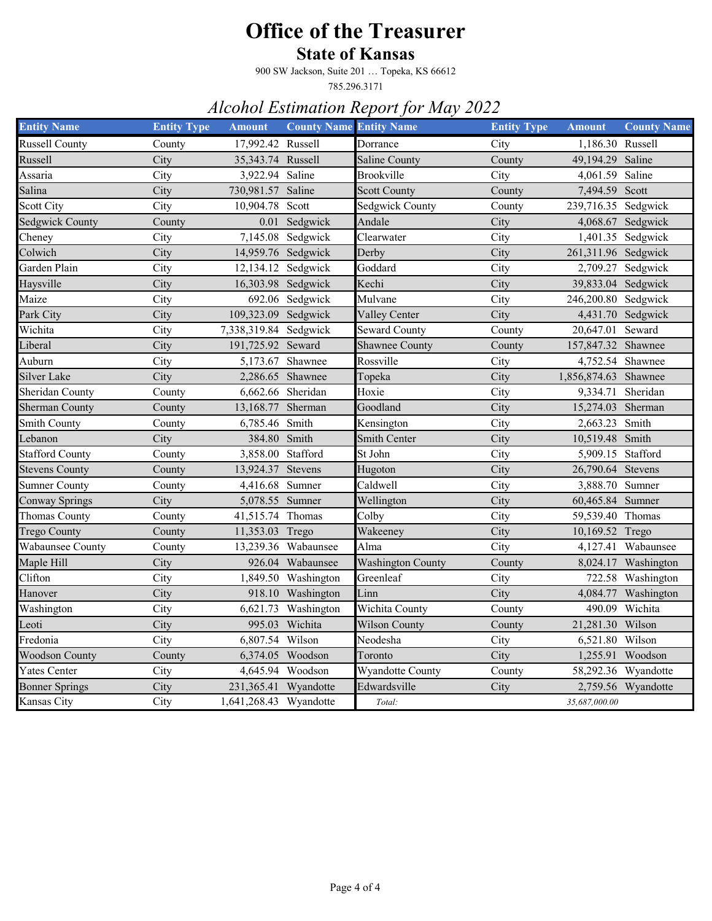# Office of the Treasurer

## State of Kansas

900 SW Jackson, Suite 201 … Topeka, KS 66612

785.296.3171

### *Alcohol Estimation Report for May 2022*

| Entity Name | Entity Type | Amount | County Name | Entity Name | Entity Type | Amount | County Name |
|---|---|---|---|---|---|---|---|
| Russell County | County | 17,992.42 | Russell | Dorrance | City | 1,186.30 | Russell |
| Russell | City | 35,343.74 | Russell | Saline County | County | 49,194.29 | Saline |
| Assaria | City | 3,922.94 | Saline | Brookville | City | 4,061.59 | Saline |
| Salina | City | 730,981.57 | Saline | Scott County | County | 7,494.59 | Scott |
| Scott City | City | 10,904.78 | Scott | Sedgwick County | County | 239,716.35 | Sedgwick |
| Sedgwick County | County | 0.01 | Sedgwick | Andale | City | 4,068.67 | Sedgwick |
| Cheney | City | 7,145.08 | Sedgwick | Clearwater | City | 1,401.35 | Sedgwick |
| Colwich | City | 14,959.76 | Sedgwick | Derby | City | 261,311.96 | Sedgwick |
| Garden Plain | City | 12,134.12 | Sedgwick | Goddard | City | 2,709.27 | Sedgwick |
| Haysville | City | 16,303.98 | Sedgwick | Kechi | City | 39,833.04 | Sedgwick |
| Maize | City | 692.06 | Sedgwick | Mulvane | City | 246,200.80 | Sedgwick |
| Park City | City | 109,323.09 | Sedgwick | Valley Center | City | 4,431.70 | Sedgwick |
| Wichita | City | 7,338,319.84 | Sedgwick | Seward County | County | 20,647.01 | Seward |
| Liberal | City | 191,725.92 | Seward | Shawnee County | County | 157,847.32 | Shawnee |
| Auburn | City | 5,173.67 | Shawnee | Rossville | City | 4,752.54 | Shawnee |
| Silver Lake | City | 2,286.65 | Shawnee | Topeka | City | 1,856,874.63 | Shawnee |
| Sheridan County | County | 6,662.66 | Sheridan | Hoxie | City | 9,334.71 | Sheridan |
| Sherman County | County | 13,168.77 | Sherman | Goodland | City | 15,274.03 | Sherman |
| Smith County | County | 6,785.46 | Smith | Kensington | City | 2,663.23 | Smith |
| Lebanon | City | 384.80 | Smith | Smith Center | City | 10,519.48 | Smith |
| Stafford County | County | 3,858.00 | Stafford | St John | City | 5,909.15 | Stafford |
| Stevens County | County | 13,924.37 | Stevens | Hugoton | City | 26,790.64 | Stevens |
| Sumner County | County | 4,416.68 | Sumner | Caldwell | City | 3,888.70 | Sumner |
| Conway Springs | City | 5,078.55 | Sumner | Wellington | City | 60,465.84 | Sumner |
| Thomas County | County | 41,515.74 | Thomas | Colby | City | 59,539.40 | Thomas |
| Trego County | County | 11,353.03 | Trego | Wakeeney | City | 10,169.52 | Trego |
| Wabaunsee County | County | 13,239.36 | Wabaunsee | Alma | City | 4,127.41 | Wabaunsee |
| Maple Hill | City | 926.04 | Wabaunsee | Washington County | County | 8,024.17 | Washington |
| Clifton | City | 1,849.50 | Washington | Greenleaf | City | 722.58 | Washington |
| Hanover | City | 918.10 | Washington | Linn | City | 4,084.77 | Washington |
| Washington | City | 6,621.73 | Washington | Wichita County | County | 490.09 | Wichita |
| Leoti | City | 995.03 | Wichita | Wilson County | County | 21,281.30 | Wilson |
| Fredonia | City | 6,807.54 | Wilson | Neodesha | City | 6,521.80 | Wilson |
| Woodson County | County | 6,374.05 | Woodson | Toronto | City | 1,255.91 | Woodson |
| Yates Center | City | 4,645.94 | Woodson | Wyandotte County | County | 58,292.36 | Wyandotte |
| Bonner Springs | City | 231,365.41 | Wyandotte | Edwardsville | City | 2,759.56 | Wyandotte |
| Kansas City | City | 1,641,268.43 | Wyandotte | *Total:* | | *35,687,000.00* | |